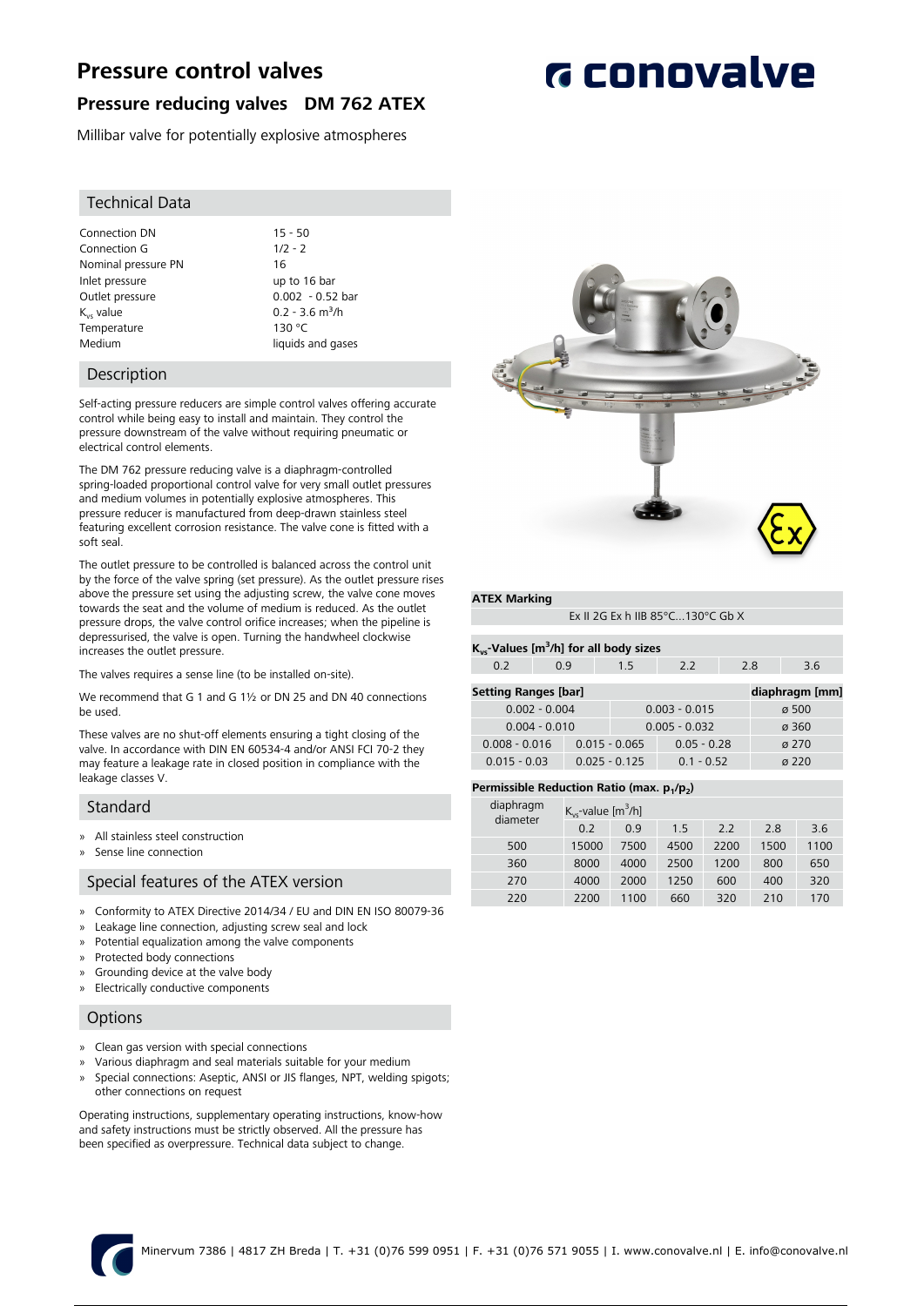# Pressure control valves

## Pressure reducing valves DM 762 ATEX

Millibar valve for potentially explosive atmospheres

### Technical Data

| | |
|---|---|
| Connection DN | 15 - 50 |
| Connection G | 1/2 - 2 |
| Nominal pressure PN | 16 |
| Inlet pressure | up to 16 bar |
| Outlet pressure | 0.002 - 0.52 bar |
| $K_{vs}$ value | 0.2 - 3.6 $m^3/h$ |
| Temperature | 130 °C |
| Medium | liquids and gases |

### Description

Self-acting pressure reducers are simple control valves offering accurate control while being easy to install and maintain. They control the pressure downstream of the valve without requiring pneumatic or electrical control elements.

The DM 762 pressure reducing valve is a diaphragm-controlled spring-loaded proportional control valve for very small outlet pressures and medium volumes in potentially explosive atmospheres. This pressure reducer is manufactured from deep-drawn stainless steel featuring excellent corrosion resistance. The valve cone is fitted with a soft seal.

The outlet pressure to be controlled is balanced across the control unit by the force of the valve spring (set pressure). As the outlet pressure rises above the pressure set using the adjusting screw, the valve cone moves towards the seat and the volume of medium is reduced. As the outlet pressure drops, the valve control orifice increases; when the pipeline is depressurised, the valve is open. Turning the handwheel clockwise increases the outlet pressure.

The valves requires a sense line (to be installed on-site).

We recommend that G 1 and G 1½ or DN 25 and DN 40 connections be used.

These valves are no shut-off elements ensuring a tight closing of the valve. In accordance with DIN EN 60534-4 and/or ANSI FCI 70-2 they may feature a leakage rate in closed position in compliance with the leakage classes V.

### Standard

- All stainless steel construction
- Sense line connection

### Special features of the ATEX version

- Conformity to ATEX Directive 2014/34 / EU and DIN EN ISO 80079-36
- Leakage line connection, adjusting screw seal and lock
- Potential equalization among the valve components
- Protected body connections
- Grounding device at the valve body
- Electrically conductive components

### Options

- Clean gas version with special connections
- Various diaphragm and seal materials suitable for your medium
- Special connections: Aseptic, ANSI or JIS flanges, NPT, welding spigots; other connections on request

Operating instructions, supplementary operating instructions, know-how and safety instructions must be strictly observed. All the pressure has been specified as overpressure. Technical data subject to change.

**ATEX Marking**

Ex II 2G Ex h IIB 85°C...130°C Gb X

**$K_{vs}$-Values [$m^3/h$] for all body sizes**

| 0.2 | 0.9 | 1.5 | 2.2 | 2.8 | 3.6 |
|---|---|---|---|---|---|

| Setting Ranges [bar] | | | diaphragm [mm] |
|---|---|---|---|
| 0.002 - 0.004 | | 0.003 - 0.015 | ø 500 |
| 0.004 - 0.010 | | 0.005 - 0.032 | ø 360 |
| 0.008 - 0.016 | 0.015 - 0.065 | 0.05 - 0.28 | ø 270 |
| 0.015 - 0.03 | 0.025 - 0.125 | 0.1 - 0.52 | ø 220 |

**Permissible Reduction Ratio (max. $p_1/p_2$)**

| diaphragm diameter | $K_{vs}$-value [$m^3/h$] | | | | | |
|---|---|---|---|---|---|---|
| | 0.2 | 0.9 | 1.5 | 2.2 | 2.8 | 3.6 |
| 500 | 15000 | 7500 | 4500 | 2200 | 1500 | 1100 |
| 360 | 8000 | 4000 | 2500 | 1200 | 800 | 650 |
| 270 | 4000 | 2000 | 1250 | 600 | 400 | 320 |
| 220 | 2200 | 1100 | 660 | 320 | 210 | 170 |

Minervum 7386 | 4817 ZH Breda | T. +31 (0)76 599 0951 | F. +31 (0)76 571 9055 | I. www.conovalve.nl | E. info@conovalve.nl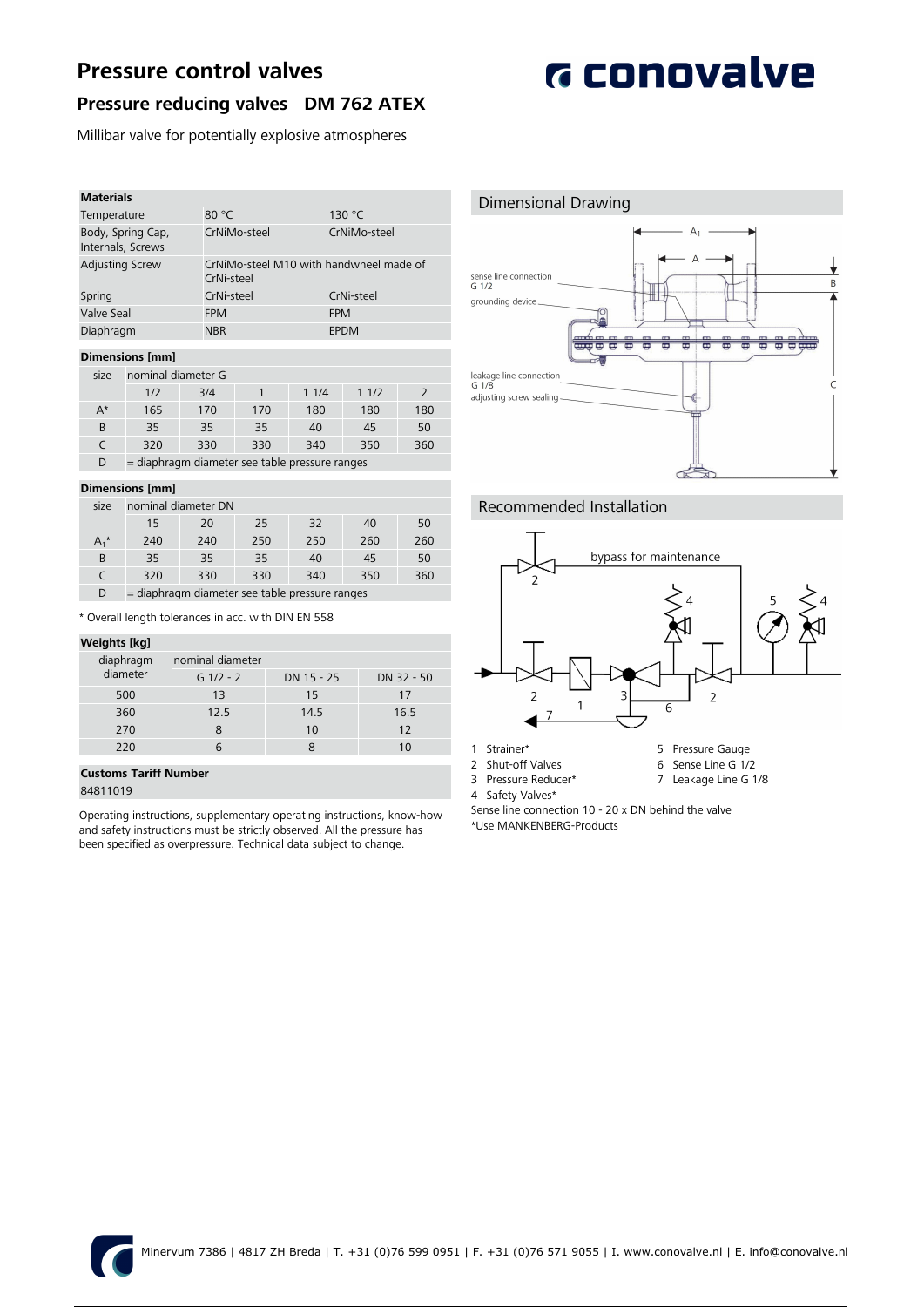# Pressure control valves

## Pressure reducing valves DM 762 ATEX

Millibar valve for potentially explosive atmospheres

| Materials | | |
|---|---|---|
| Temperature | 80 °C | 130 °C |
| Body, Spring Cap, Internals, Screws | CrNiMo-steel | CrNiMo-steel |
| Adjusting Screw | CrNiMo-steel M10 with handwheel made of CrNi-steel | |
| Spring | CrNi-steel | CrNi-steel |
| Valve Seal | FPM | FPM |
| Diaphragm | NBR | EPDM |

**Dimensions [mm]**

| size | nominal diameter G | | | | | |
|---|---|---|---|---|---|---|
| | 1/2 | 3/4 | 1 | 1 1/4 | 1 1/2 | 2 |
| A* | 165 | 170 | 170 | 180 | 180 | 180 |
| B | 35 | 35 | 35 | 40 | 45 | 50 |
| C | 320 | 330 | 330 | 340 | 350 | 360 |
| D | = diaphragm diameter see table pressure ranges | | | | | |

**Dimensions [mm]**

| size | nominal diameter DN | | | | | |
|---|---|---|---|---|---|---|
| | 15 | 20 | 25 | 32 | 40 | 50 |
| $A_1$* | 240 | 240 | 250 | 250 | 260 | 260 |
| B | 35 | 35 | 35 | 40 | 45 | 50 |
| C | 320 | 330 | 330 | 340 | 350 | 360 |
| D | = diaphragm diameter see table pressure ranges | | | | | |

* Overall length tolerances in acc. with DIN EN 558

**Weights [kg]**

| diaphragm diameter | nominal diameter | | |
|---|---|---|---|
| | G 1/2 - 2 | DN 15 - 25 | DN 32 - 50 |
| 500 | 13 | 15 | 17 |
| 360 | 12.5 | 14.5 | 16.5 |
| 270 | 8 | 10 | 12 |
| 220 | 6 | 8 | 10 |

**Customs Tariff Number**

84811019

Operating instructions, supplementary operating instructions, know-how and safety instructions must be strictly observed. All the pressure has been specified as overpressure. Technical data subject to change.

## Dimensional Drawing

$A_1$

A

B

C

sense line connection G 1/2

grounding device

leakage line connection G 1/8

adjusting screw sealing

## Recommended Installation

bypass for maintenance

1 Strainer*
2 Shut-off Valves
3 Pressure Reducer*
4 Safety Valves*
5 Pressure Gauge
6 Sense Line G 1/2
7 Leakage Line G 1/8

Sense line connection 10 - 20 x DN behind the valve

*Use MANKENBERG-Products

Minervum 7386 | 4817 ZH Breda | T. +31 (0)76 599 0951 | F. +31 (0)76 571 9055 | I. www.conovalve.nl | E. info@conovalve.nl